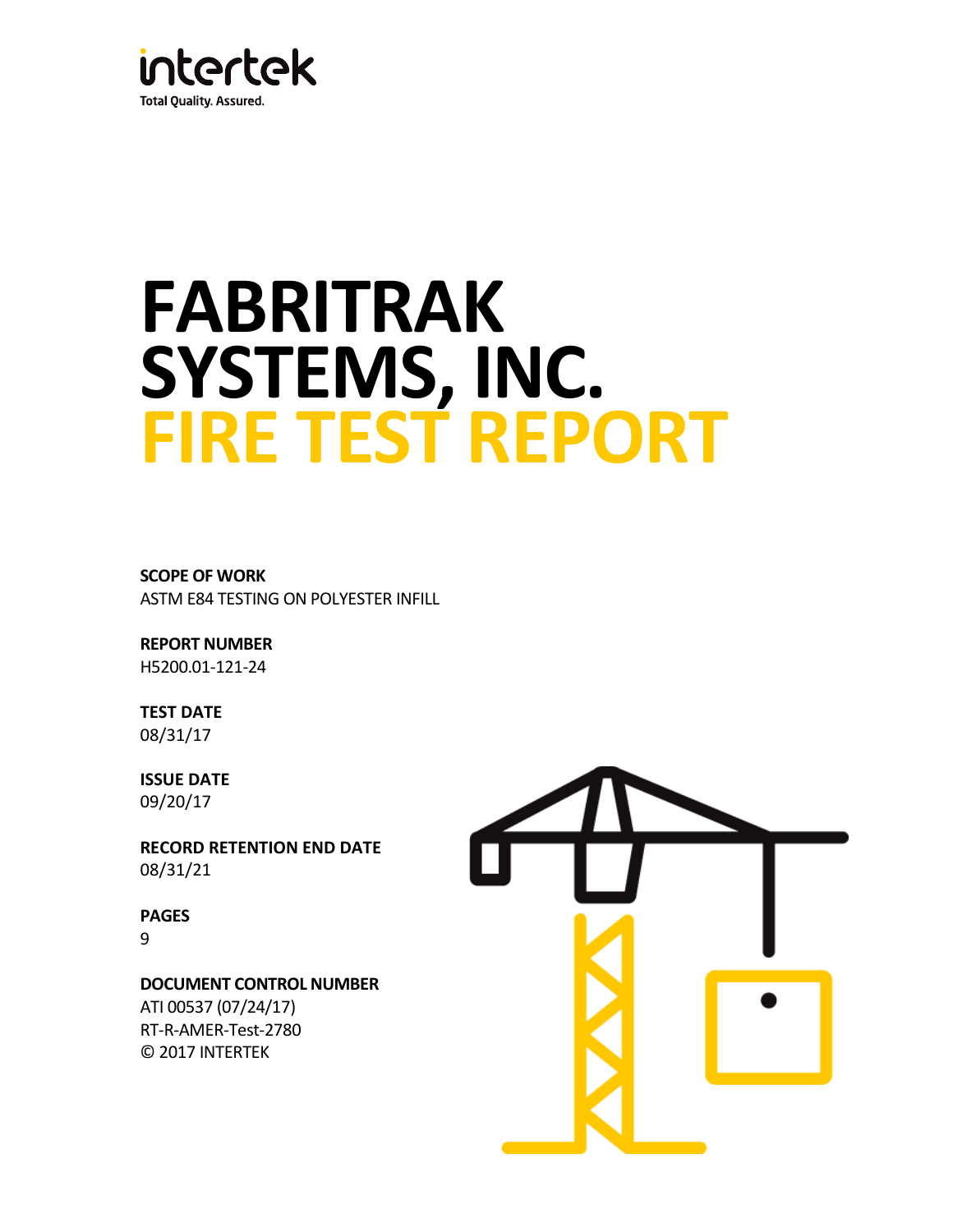intertek

Total Quality. Assured.

# FABRITRAK SYSTEMS, INC.
# FIRE TEST REPORT

**SCOPE OF WORK**
ASTM E84 TESTING ON POLYESTER INFILL

**REPORT NUMBER**
H5200.01-121-24

**TEST DATE**
08/31/17

**ISSUE DATE**
09/20/17

**RECORD RETENTION END DATE**
08/31/21

**PAGES**
9

**DOCUMENT CONTROL NUMBER**
ATI 00537 (07/24/17)
RT-R-AMER-Test-2780
© 2017 INTERTEK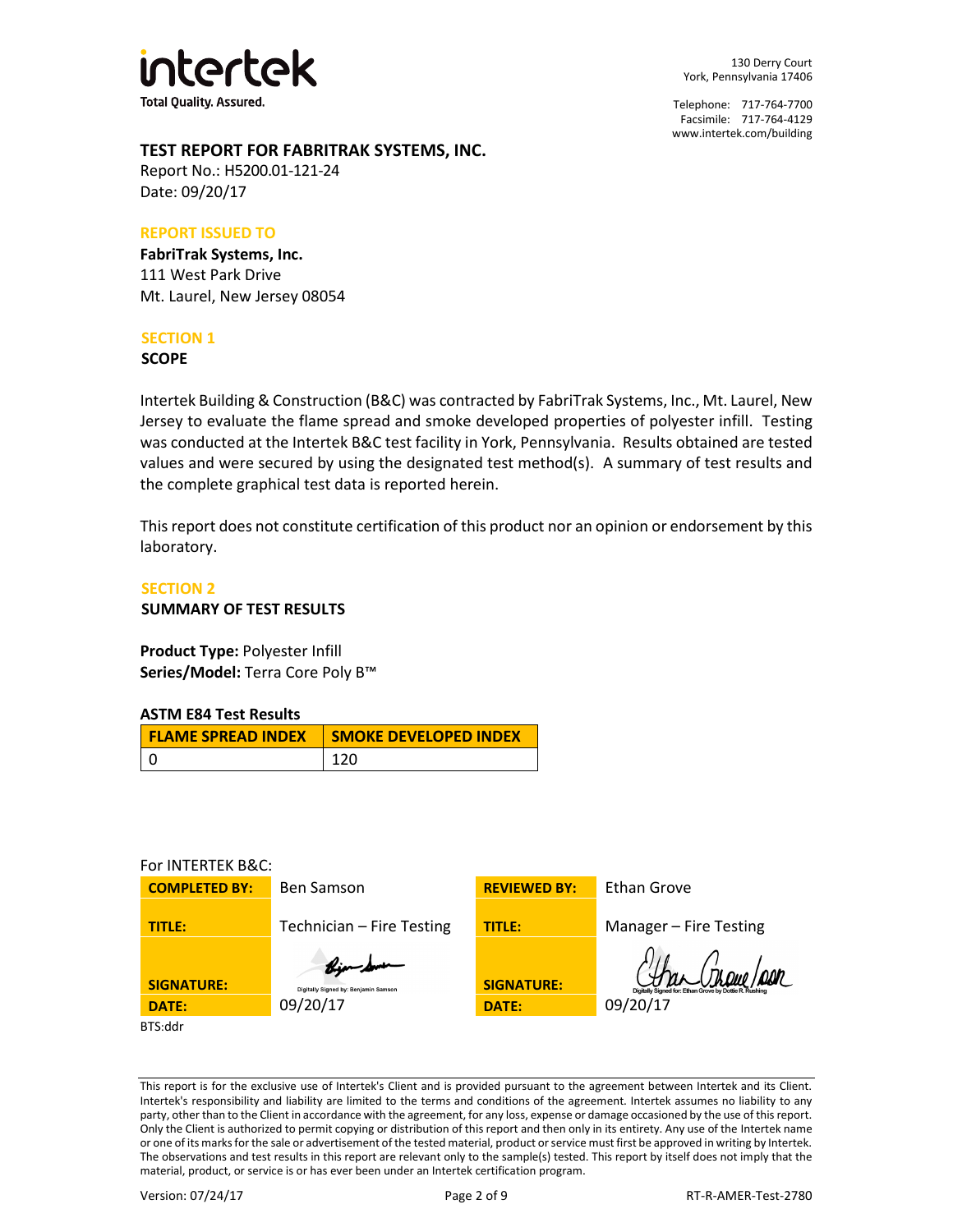intertek

Total Quality. Assured.

130 Derry Court
York, Pennsylvania 17406

Telephone: 717-764-7700
Facsimile: 717-764-4129
www.intertek.com/building

## TEST REPORT FOR FABRITRAK SYSTEMS, INC.

Report No.: H5200.01-121-24
Date: 09/20/17

### REPORT ISSUED TO

**FabriTrak Systems, Inc.**
111 West Park Drive
Mt. Laurel, New Jersey 08054

### SECTION 1

**SCOPE**

Intertek Building & Construction (B&C) was contracted by FabriTrak Systems, Inc., Mt. Laurel, New Jersey to evaluate the flame spread and smoke developed properties of polyester infill. Testing was conducted at the Intertek B&C test facility in York, Pennsylvania. Results obtained are tested values and were secured by using the designated test method(s). A summary of test results and the complete graphical test data is reported herein.

This report does not constitute certification of this product nor an opinion or endorsement by this laboratory.

### SECTION 2

**SUMMARY OF TEST RESULTS**

**Product Type:** Polyester Infill
**Series/Model:** Terra Core Poly B™

**ASTM E84 Test Results**

| FLAME SPREAD INDEX | SMOKE DEVELOPED INDEX |
|---|---|
| 0 | 120 |

For INTERTEK B&C:

| COMPLETED BY: | Ben Samson | REVIEWED BY: | Ethan Grove |
|---|---|---|---|
| TITLE: | Technician – Fire Testing | TITLE: | Manager – Fire Testing |
| SIGNATURE: | Digitally Signed by: Benjamin Samson | SIGNATURE: | Digitally Signed for: Ethan Grove by Dottie R. Rushing |
| DATE: | 09/20/17 | DATE: | 09/20/17 |

BTS:ddr

This report is for the exclusive use of Intertek's Client and is provided pursuant to the agreement between Intertek and its Client. Intertek's responsibility and liability are limited to the terms and conditions of the agreement. Intertek assumes no liability to any party, other than to the Client in accordance with the agreement, for any loss, expense or damage occasioned by the use of this report. Only the Client is authorized to permit copying or distribution of this report and then only in its entirety. Any use of the Intertek name or one of its marks for the sale or advertisement of the tested material, product or service must first be approved in writing by Intertek. The observations and test results in this report are relevant only to the sample(s) tested. This report by itself does not imply that the material, product, or service is or has ever been under an Intertek certification program.

Version: 07/24/17 RT-R-AMER-Test-2780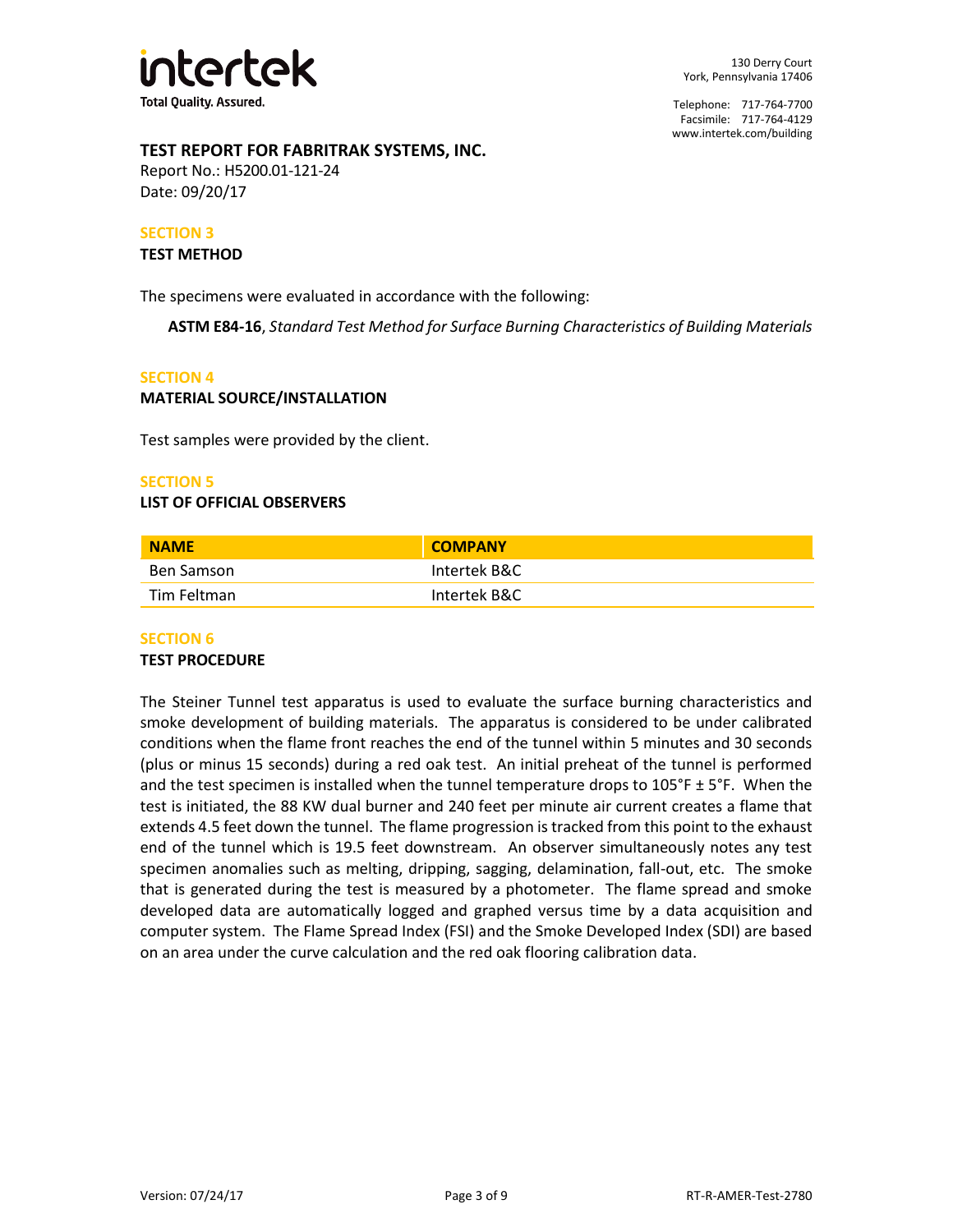**TEST REPORT FOR FABRITRAK SYSTEMS, INC.**

Report No.: H5200.01-121-24

Date: 09/20/17

## SECTION 3

### TEST METHOD

The specimens were evaluated in accordance with the following:

**ASTM E84-16**, *Standard Test Method for Surface Burning Characteristics of Building Materials*

## SECTION 4

### MATERIAL SOURCE/INSTALLATION

Test samples were provided by the client.

## SECTION 5

### LIST OF OFFICIAL OBSERVERS

| NAME | COMPANY |
|---|---|
| Ben Samson | Intertek B&C |
| Tim Feltman | Intertek B&C |

## SECTION 6

### TEST PROCEDURE

The Steiner Tunnel test apparatus is used to evaluate the surface burning characteristics and smoke development of building materials. The apparatus is considered to be under calibrated conditions when the flame front reaches the end of the tunnel within 5 minutes and 30 seconds (plus or minus 15 seconds) during a red oak test. An initial preheat of the tunnel is performed and the test specimen is installed when the tunnel temperature drops to 105°F ± 5°F. When the test is initiated, the 88 KW dual burner and 240 feet per minute air current creates a flame that extends 4.5 feet down the tunnel. The flame progression is tracked from this point to the exhaust end of the tunnel which is 19.5 feet downstream. An observer simultaneously notes any test specimen anomalies such as melting, dripping, sagging, delamination, fall-out, etc. The smoke that is generated during the test is measured by a photometer. The flame spread and smoke developed data are automatically logged and graphed versus time by a data acquisition and computer system. The Flame Spread Index (FSI) and the Smoke Developed Index (SDI) are based on an area under the curve calculation and the red oak flooring calibration data.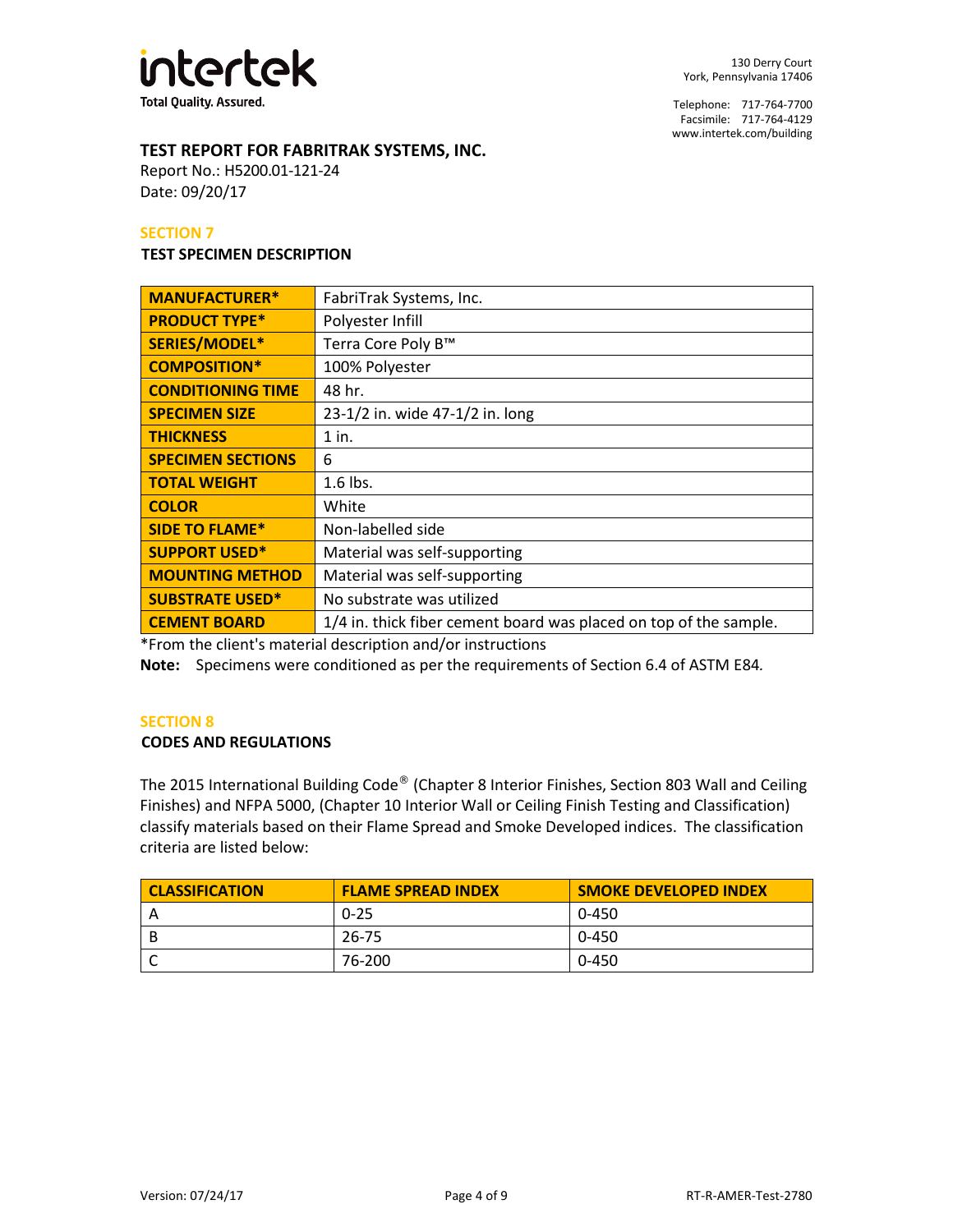## TEST REPORT FOR FABRITRAK SYSTEMS, INC.

Report No.: H5200.01-121-24
Date: 09/20/17

### SECTION 7

**TEST SPECIMEN DESCRIPTION**

| | |
|---|---|
| **MANUFACTURER*** | FabriTrak Systems, Inc. |
| **PRODUCT TYPE*** | Polyester Infill |
| **SERIES/MODEL*** | Terra Core Poly B™ |
| **COMPOSITION*** | 100% Polyester |
| **CONDITIONING TIME** | 48 hr. |
| **SPECIMEN SIZE** | 23-1/2 in. wide 47-1/2 in. long |
| **THICKNESS** | 1 in. |
| **SPECIMEN SECTIONS** | 6 |
| **TOTAL WEIGHT** | 1.6 lbs. |
| **COLOR** | White |
| **SIDE TO FLAME*** | Non-labelled side |
| **SUPPORT USED*** | Material was self-supporting |
| **MOUNTING METHOD** | Material was self-supporting |
| **SUBSTRATE USED*** | No substrate was utilized |
| **CEMENT BOARD** | 1/4 in. thick fiber cement board was placed on top of the sample. |

*From the client's material description and/or instructions

**Note:** Specimens were conditioned as per the requirements of Section 6.4 of ASTM E84*.*

### SECTION 8

**CODES AND REGULATIONS**

The 2015 International Building Code® (Chapter 8 Interior Finishes, Section 803 Wall and Ceiling Finishes) and NFPA 5000, (Chapter 10 Interior Wall or Ceiling Finish Testing and Classification) classify materials based on their Flame Spread and Smoke Developed indices. The classification criteria are listed below:

| CLASSIFICATION | FLAME SPREAD INDEX | SMOKE DEVELOPED INDEX |
|---|---|---|
| A | 0-25 | 0-450 |
| B | 26-75 | 0-450 |
| C | 76-200 | 0-450 |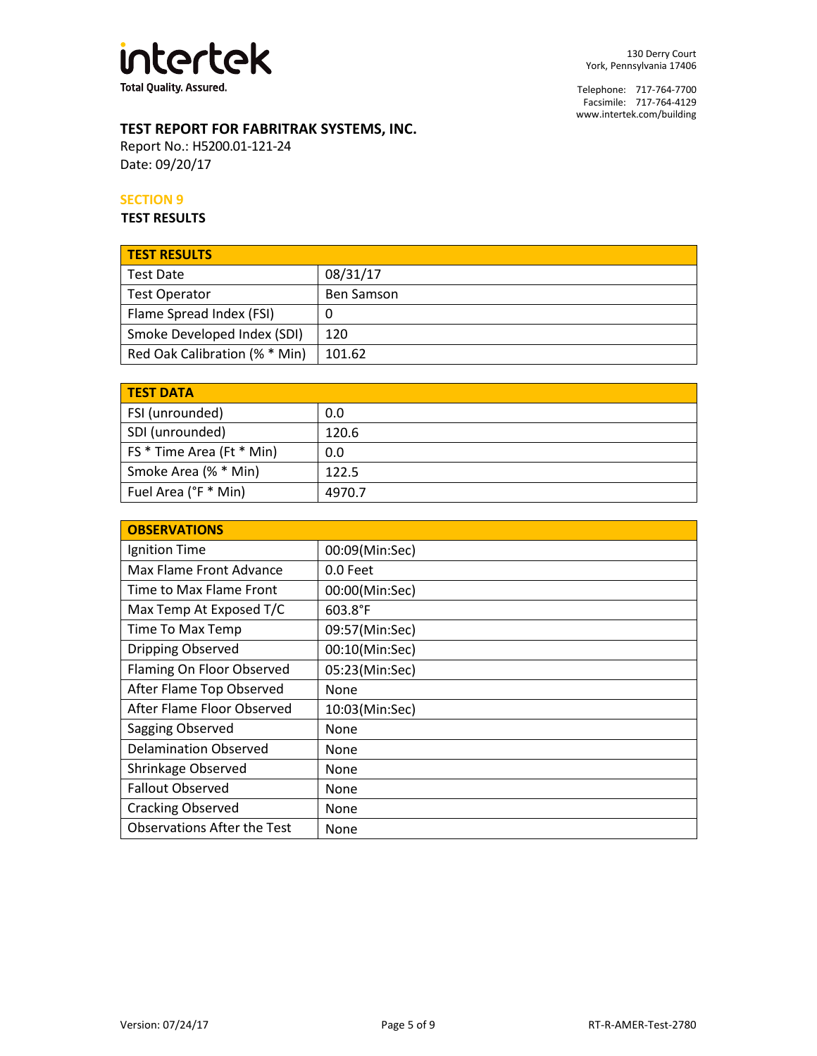**intertek**
Total Quality. Assured.

130 Derry Court
York, Pennsylvania 17406

Telephone: 717-764-7700
Facsimile: 717-764-4129
www.intertek.com/building

## TEST REPORT FOR FABRITRAK SYSTEMS, INC.

Report No.: H5200.01-121-24
Date: 09/20/17

### SECTION 9

**TEST RESULTS**

| TEST RESULTS | |
|---|---|
| Test Date | 08/31/17 |
| Test Operator | Ben Samson |
| Flame Spread Index (FSI) | 0 |
| Smoke Developed Index (SDI) | 120 |
| Red Oak Calibration (% * Min) | 101.62 |

| TEST DATA | |
|---|---|
| FSI (unrounded) | 0.0 |
| SDI (unrounded) | 120.6 |
| FS * Time Area (Ft * Min) | 0.0 |
| Smoke Area (% * Min) | 122.5 |
| Fuel Area (°F * Min) | 4970.7 |

| OBSERVATIONS | |
|---|---|
| Ignition Time | 00:09(Min:Sec) |
| Max Flame Front Advance | 0.0 Feet |
| Time to Max Flame Front | 00:00(Min:Sec) |
| Max Temp At Exposed T/C | 603.8°F |
| Time To Max Temp | 09:57(Min:Sec) |
| Dripping Observed | 00:10(Min:Sec) |
| Flaming On Floor Observed | 05:23(Min:Sec) |
| After Flame Top Observed | None |
| After Flame Floor Observed | 10:03(Min:Sec) |
| Sagging Observed | None |
| Delamination Observed | None |
| Shrinkage Observed | None |
| Fallout Observed | None |
| Cracking Observed | None |
| Observations After the Test | None |

Version: 07/24/17 RT-R-AMER-Test-2780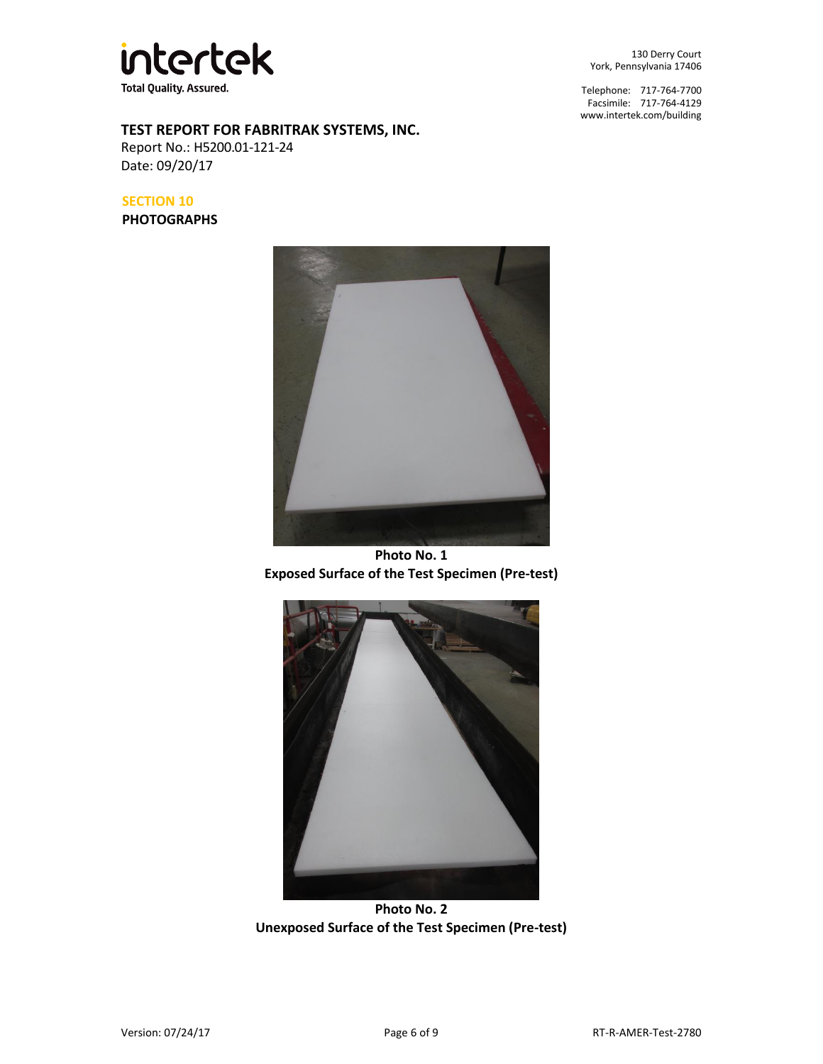**TEST REPORT FOR FABRITRAK SYSTEMS, INC.**
Report No.: H5200.01-121-24
Date: 09/20/17

## SECTION 10

**PHOTOGRAPHS**

**Photo No. 1**
**Exposed Surface of the Test Specimen (Pre-test)**

**Photo No. 2**
**Unexposed Surface of the Test Specimen (Pre-test)**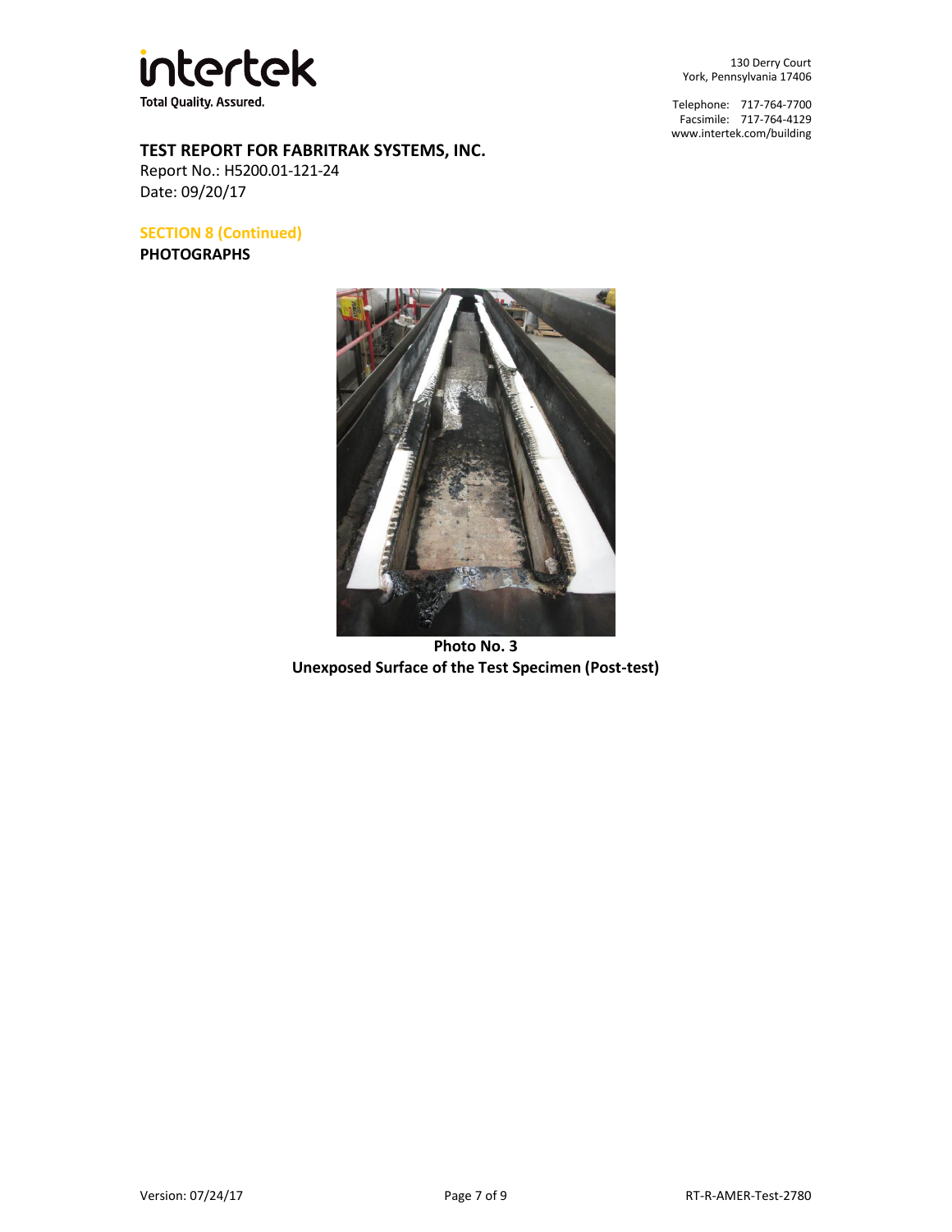**TEST REPORT FOR FABRITRAK SYSTEMS, INC.**
Report No.: H5200.01-121-24
Date: 09/20/17

## SECTION 8 (Continued)

**PHOTOGRAPHS**

**Photo No. 3**
**Unexposed Surface of the Test Specimen (Post-test)**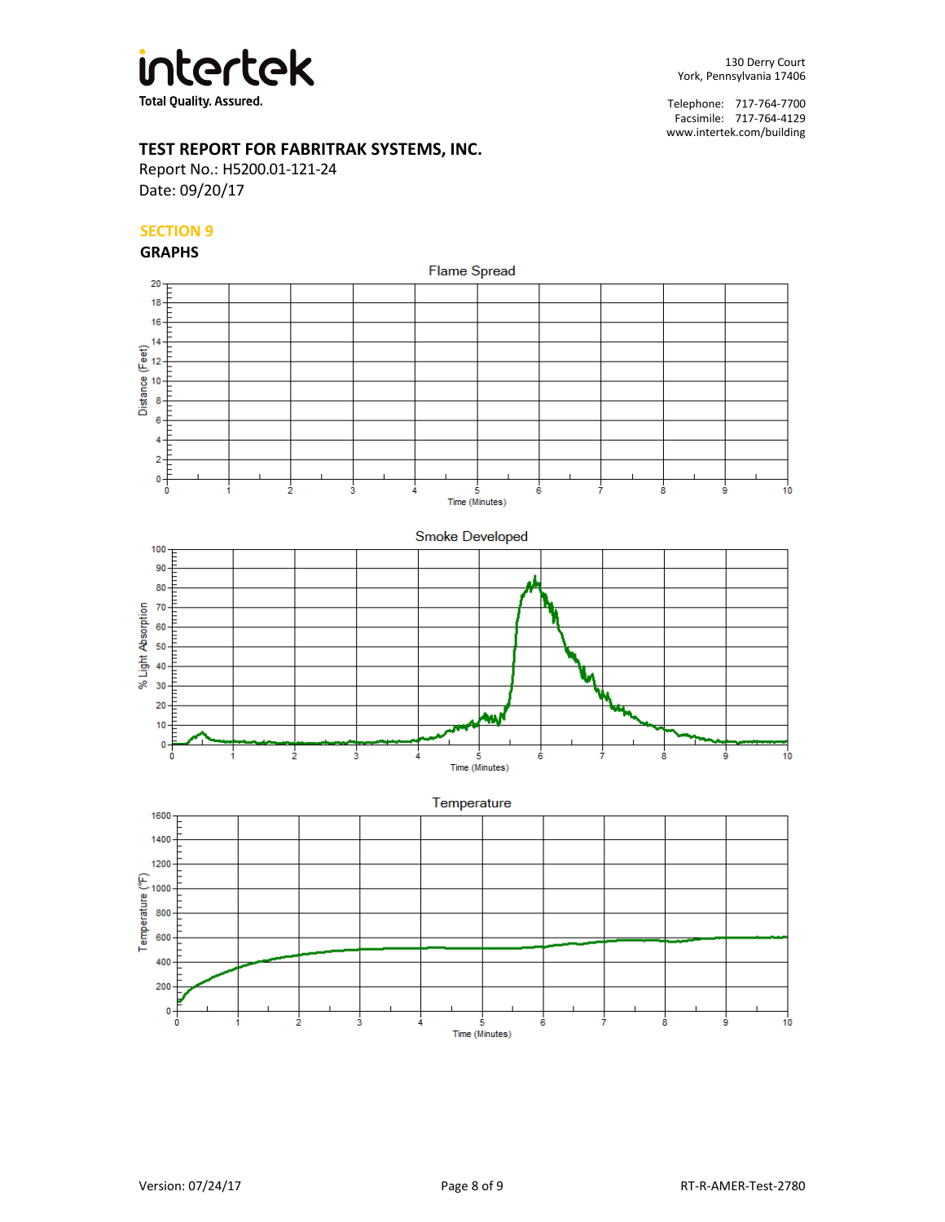# TEST REPORT FOR FABRITRAK SYSTEMS, INC.

Report No.: H5200.01-121-24
Date: 09/20/17

## SECTION 9

## GRAPHS

Flame Spread

Distance (Feet) vs. Time (Minutes)

Smoke Developed

% Light Absorption vs. Time (Minutes)

Temperature

Temperature (°F) vs. Time (Minutes)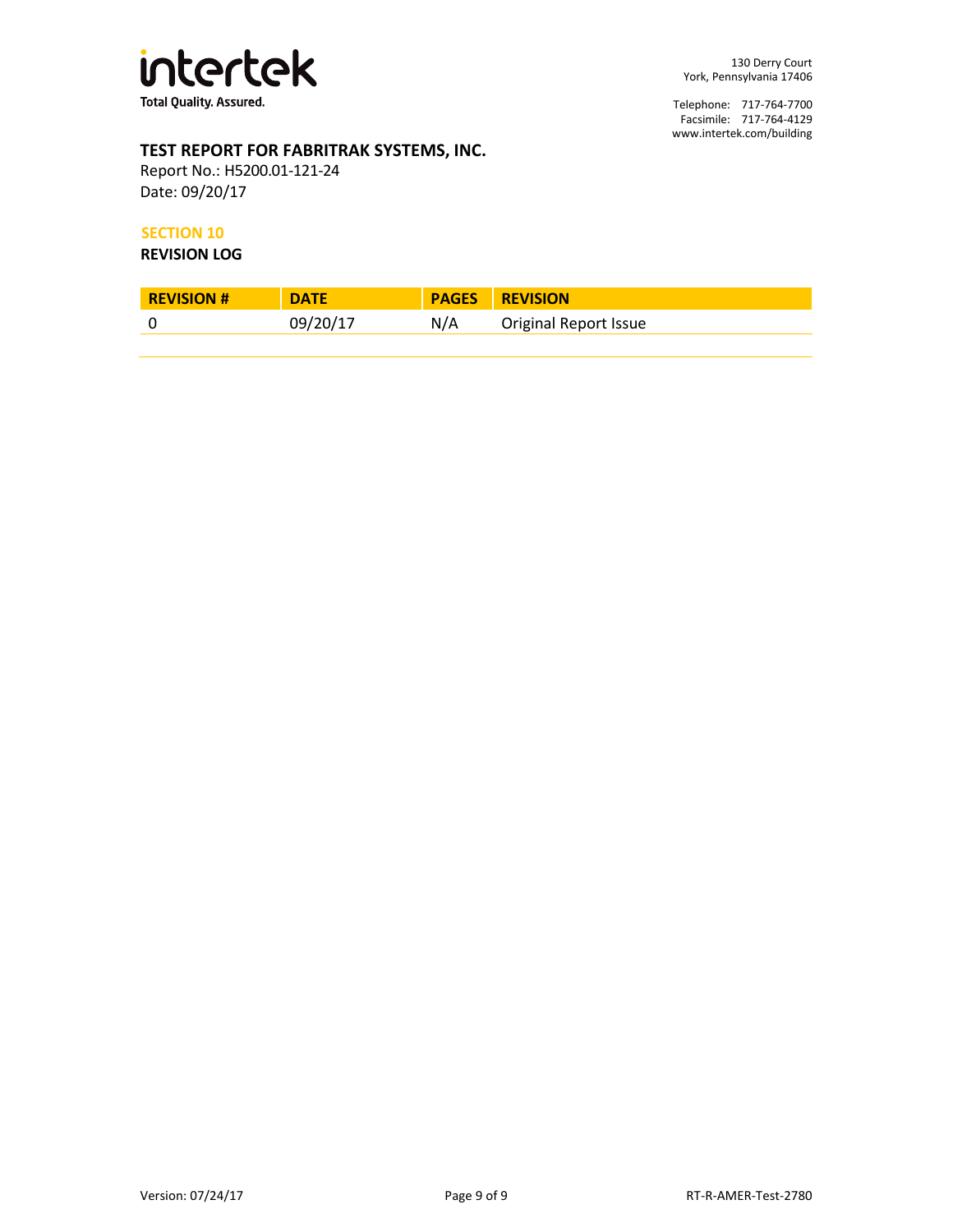## TEST REPORT FOR FABRITRAK SYSTEMS, INC.

Report No.: H5200.01-121-24
Date: 09/20/17

### SECTION 10

### REVISION LOG

| REVISION # | DATE | PAGES | REVISION |
|---|---|---|---|
| 0 | 09/20/17 | N/A | Original Report Issue |